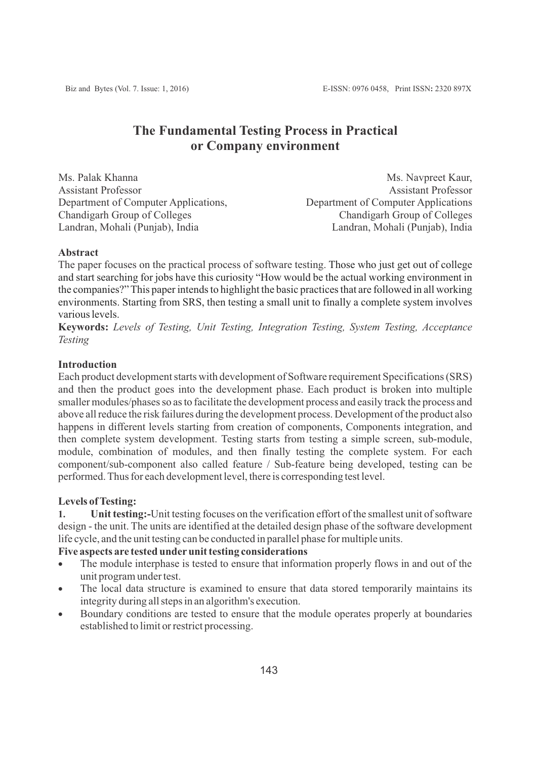# The Fundamental Testing Process in Practical or Company environment

Ms. Palak Khanna
Assistant Professor
Department of Computer Applications,
Chandigarh Group of Colleges
Landran, Mohali (Punjab), India

Ms. Navpreet Kaur,
Assistant Professor
Department of Computer Applications
Chandigarh Group of Colleges
Landran, Mohali (Punjab), India

**Abstract**

The paper focuses on the practical process of software testing. Those who just get out of college and start searching for jobs have this curiosity "How would be the actual working environment in the companies?" This paper intends to highlight the basic practices that are followed in all working environments. Starting from SRS, then testing a small unit to finally a complete system involves various levels.

**Keywords:** *Levels of Testing, Unit Testing, Integration Testing, System Testing, Acceptance Testing*

**Introduction**

Each product development starts with development of Software requirement Specifications (SRS) and then the product goes into the development phase. Each product is broken into multiple smaller modules/phases so as to facilitate the development process and easily track the process and above all reduce the risk failures during the development process. Development of the product also happens in different levels starting from creation of components, Components integration, and then complete system development. Testing starts from testing a simple screen, sub-module, module, combination of modules, and then finally testing the complete system. For each component/sub-component also called feature / Sub-feature being developed, testing can be performed. Thus for each development level, there is corresponding test level.

**Levels of Testing:**

**1. Unit testing:-**Unit testing focuses on the verification effort of the smallest unit of software design - the unit. The units are identified at the detailed design phase of the software development life cycle, and the unit testing can be conducted in parallel phase for multiple units.

**Five aspects are tested under unit testing considerations**

- The module interphase is tested to ensure that information properly flows in and out of the unit program under test.
- The local data structure is examined to ensure that data stored temporarily maintains its integrity during all steps in an algorithm's execution.
- Boundary conditions are tested to ensure that the module operates properly at boundaries established to limit or restrict processing.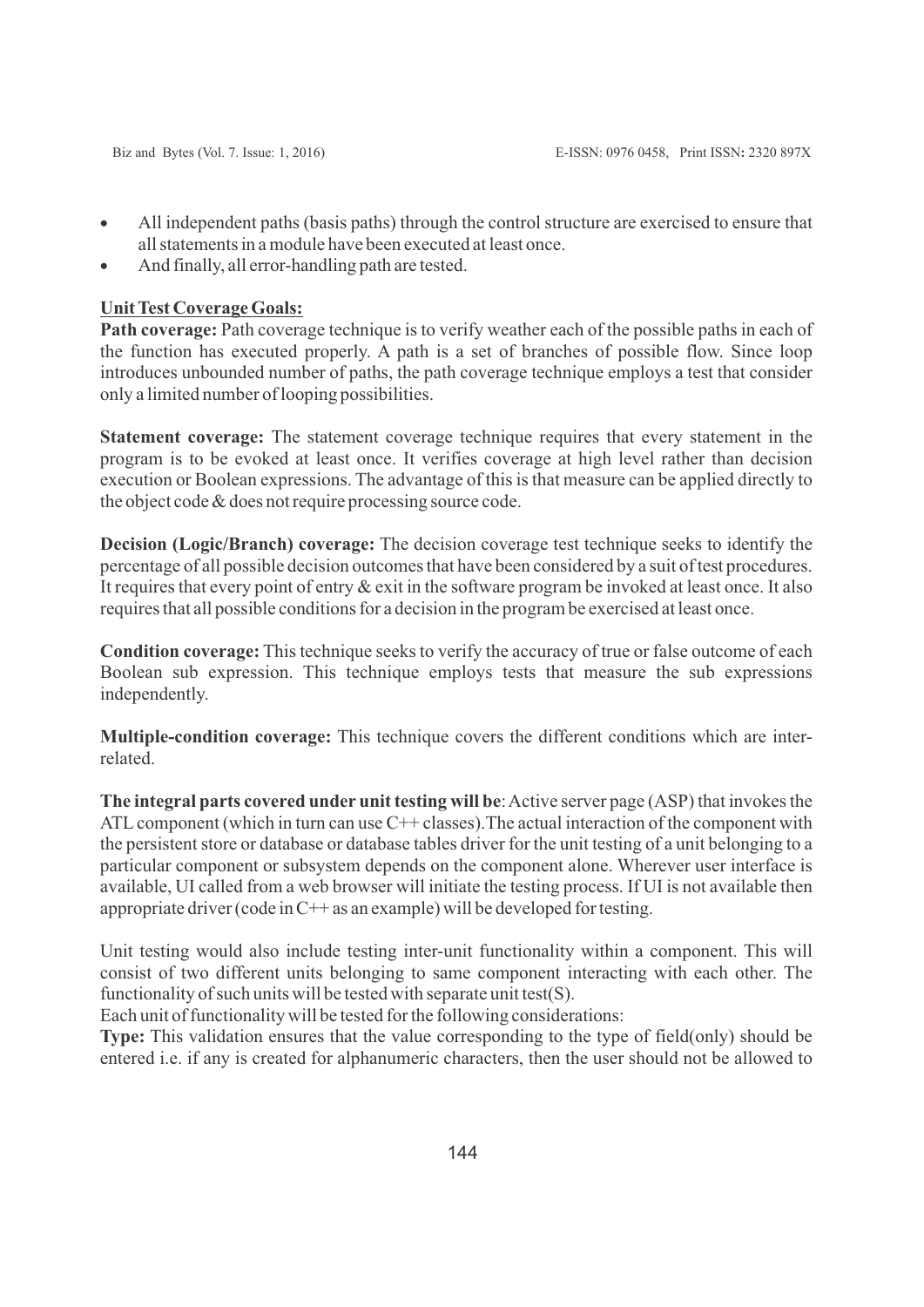- All independent paths (basis paths) through the control structure are exercised to ensure that all statements in a module have been executed at least once.
- And finally, all error-handling path are tested.

**Unit Test Coverage Goals:**

**Path coverage:** Path coverage technique is to verify weather each of the possible paths in each of the function has executed properly. A path is a set of branches of possible flow. Since loop introduces unbounded number of paths, the path coverage technique employs a test that consider only a limited number of looping possibilities.

**Statement coverage:** The statement coverage technique requires that every statement in the program is to be evoked at least once. It verifies coverage at high level rather than decision execution or Boolean expressions. The advantage of this is that measure can be applied directly to the object code & does not require processing source code.

**Decision (Logic/Branch) coverage:** The decision coverage test technique seeks to identify the percentage of all possible decision outcomes that have been considered by a suit of test procedures. It requires that every point of entry & exit in the software program be invoked at least once. It also requires that all possible conditions for a decision in the program be exercised at least once.

**Condition coverage:** This technique seeks to verify the accuracy of true or false outcome of each Boolean sub expression. This technique employs tests that measure the sub expressions independently.

**Multiple-condition coverage:** This technique covers the different conditions which are inter-related.

**The integral parts covered under unit testing will be**: Active server page (ASP) that invokes the ATL component (which in turn can use C++ classes).The actual interaction of the component with the persistent store or database or database tables driver for the unit testing of a unit belonging to a particular component or subsystem depends on the component alone. Wherever user interface is available, UI called from a web browser will initiate the testing process. If UI is not available then appropriate driver (code in C++ as an example) will be developed for testing.

Unit testing would also include testing inter-unit functionality within a component. This will consist of two different units belonging to same component interacting with each other. The functionality of such units will be tested with separate unit test(S).

Each unit of functionality will be tested for the following considerations:

**Type:** This validation ensures that the value corresponding to the type of field(only) should be entered i.e. if any is created for alphanumeric characters, then the user should not be allowed to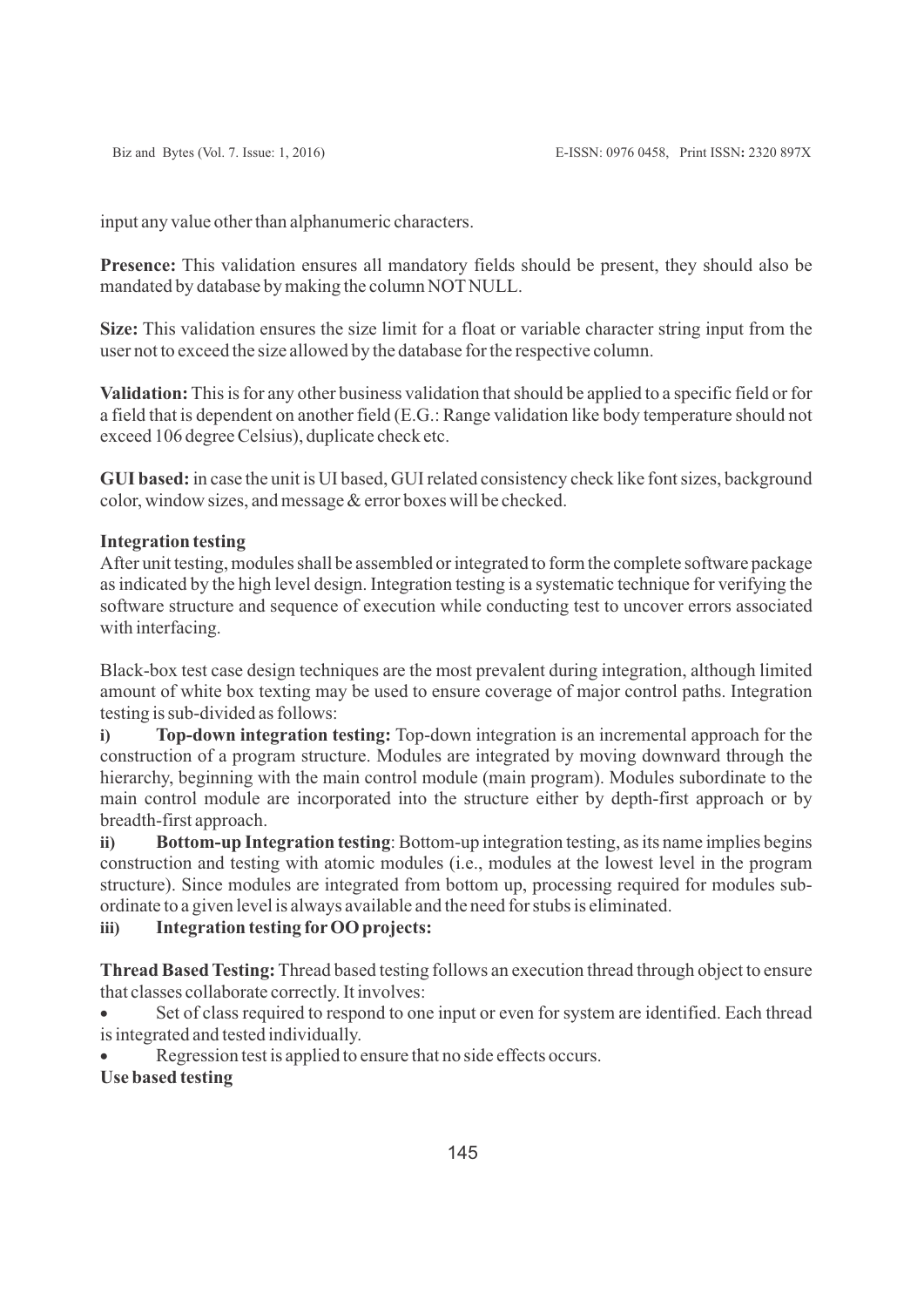input any value other than alphanumeric characters.

**Presence:** This validation ensures all mandatory fields should be present, they should also be mandated by database by making the column NOT NULL.

**Size:** This validation ensures the size limit for a float or variable character string input from the user not to exceed the size allowed by the database for the respective column.

**Validation:** This is for any other business validation that should be applied to a specific field or for a field that is dependent on another field (E.G.: Range validation like body temperature should not exceed 106 degree Celsius), duplicate check etc.

**GUI based:** in case the unit is UI based, GUI related consistency check like font sizes, background color, window sizes, and message & error boxes will be checked.

**Integration testing**

After unit testing, modules shall be assembled or integrated to form the complete software package as indicated by the high level design. Integration testing is a systematic technique for verifying the software structure and sequence of execution while conducting test to uncover errors associated with interfacing.

Black-box test case design techniques are the most prevalent during integration, although limited amount of white box texting may be used to ensure coverage of major control paths. Integration testing is sub-divided as follows:

**i) Top-down integration testing:** Top-down integration is an incremental approach for the construction of a program structure. Modules are integrated by moving downward through the hierarchy, beginning with the main control module (main program). Modules subordinate to the main control module are incorporated into the structure either by depth-first approach or by breadth-first approach.

**ii) Bottom-up Integration testing**: Bottom-up integration testing, as its name implies begins construction and testing with atomic modules (i.e., modules at the lowest level in the program structure). Since modules are integrated from bottom up, processing required for modules sub-ordinate to a given level is always available and the need for stubs is eliminated.

**iii) Integration testing for OO projects:**

**Thread Based Testing:** Thread based testing follows an execution thread through object to ensure that classes collaborate correctly. It involves:

- Set of class required to respond to one input or even for system are identified. Each thread is integrated and tested individually.
- Regression test is applied to ensure that no side effects occurs.

**Use based testing**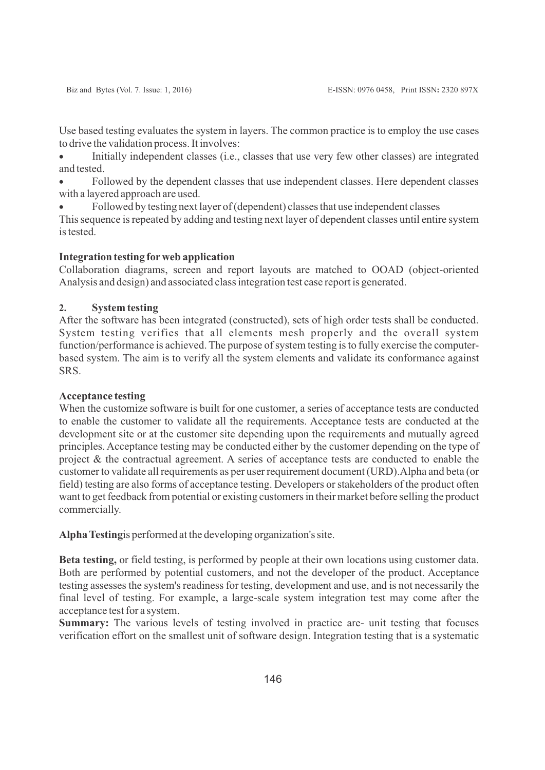Use based testing evaluates the system in layers. The common practice is to employ the use cases to drive the validation process. It involves:

- Initially independent classes (i.e., classes that use very few other classes) are integrated and tested.
- Followed by the dependent classes that use independent classes. Here dependent classes with a layered approach are used.
- Followed by testing next layer of (dependent) classes that use independent classes

This sequence is repeated by adding and testing next layer of dependent classes until entire system is tested.

**Integration testing for web application**

Collaboration diagrams, screen and report layouts are matched to OOAD (object-oriented Analysis and design) and associated class integration test case report is generated.

**2. System testing**

After the software has been integrated (constructed), sets of high order tests shall be conducted. System testing verifies that all elements mesh properly and the overall system function/performance is achieved. The purpose of system testing is to fully exercise the computer-based system. The aim is to verify all the system elements and validate its conformance against SRS.

**Acceptance testing**

When the customize software is built for one customer, a series of acceptance tests are conducted to enable the customer to validate all the requirements. Acceptance tests are conducted at the development site or at the customer site depending upon the requirements and mutually agreed principles. Acceptance testing may be conducted either by the customer depending on the type of project & the contractual agreement. A series of acceptance tests are conducted to enable the customer to validate all requirements as per user requirement document (URD).Alpha and beta (or field) testing are also forms of acceptance testing. Developers or stakeholders of the product often want to get feedback from potential or existing customers in their market before selling the product commercially.

**Alpha Testing**is performed at the developing organization's site.

**Beta testing,** or field testing, is performed by people at their own locations using customer data. Both are performed by potential customers, and not the developer of the product. Acceptance testing assesses the system's readiness for testing, development and use, and is not necessarily the final level of testing. For example, a large-scale system integration test may come after the acceptance test for a system.

**Summary:** The various levels of testing involved in practice are- unit testing that focuses verification effort on the smallest unit of software design. Integration testing that is a systematic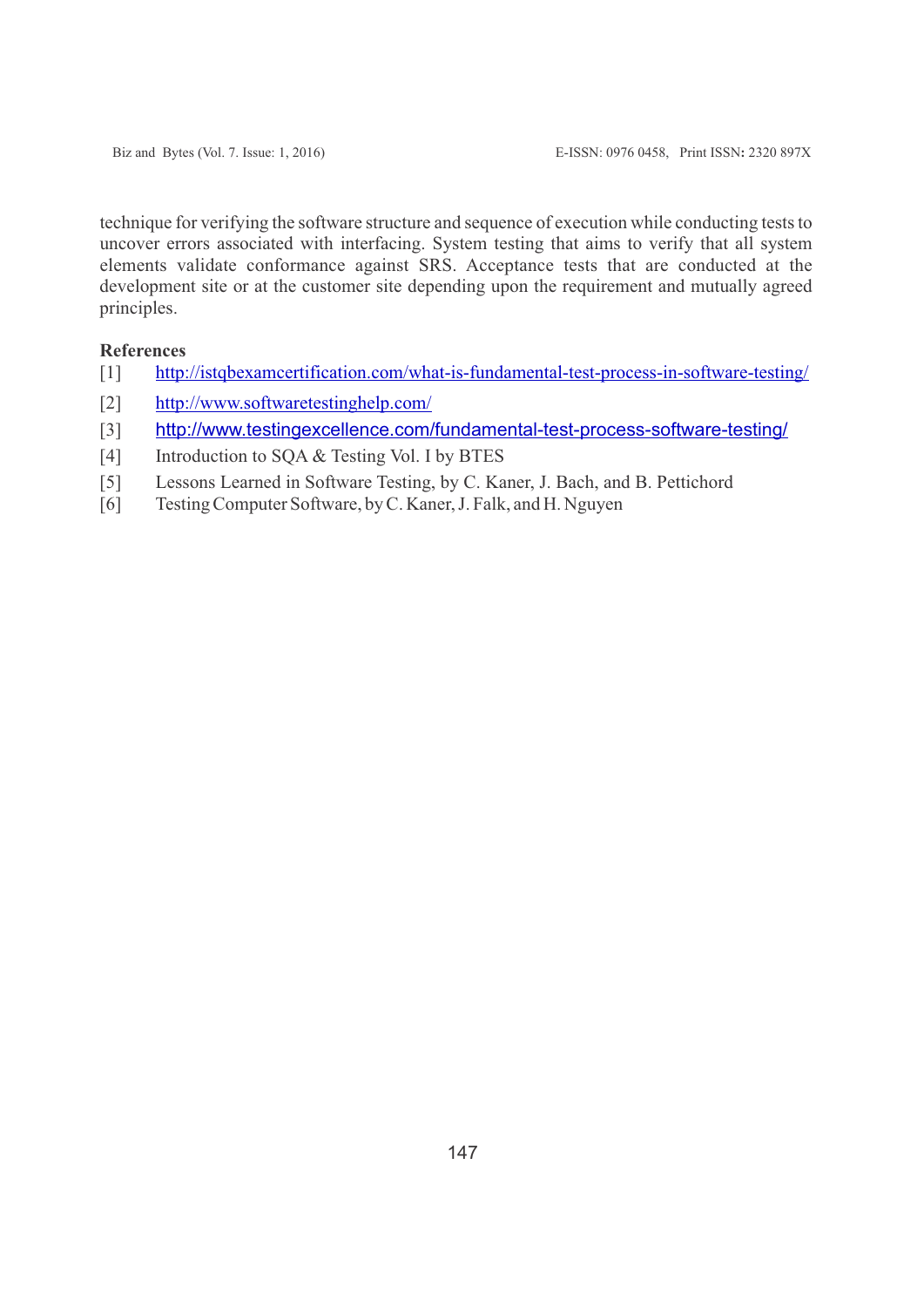technique for verifying the software structure and sequence of execution while conducting tests to uncover errors associated with interfacing. System testing that aims to verify that all system elements validate conformance against SRS. Acceptance tests that are conducted at the development site or at the customer site depending upon the requirement and mutually agreed principles.

**References**

[1] http://istqbexamcertification.com/what-is-fundamental-test-process-in-software-testing/

[2] http://www.softwaretestinghelp.com/

[3] http://www.testingexcellence.com/fundamental-test-process-software-testing/

[4] Introduction to SQA & Testing Vol. I by BTES

[5] Lessons Learned in Software Testing, by C. Kaner, J. Bach, and B. Pettichord

[6] Testing Computer Software, by C. Kaner, J. Falk, and H. Nguyen